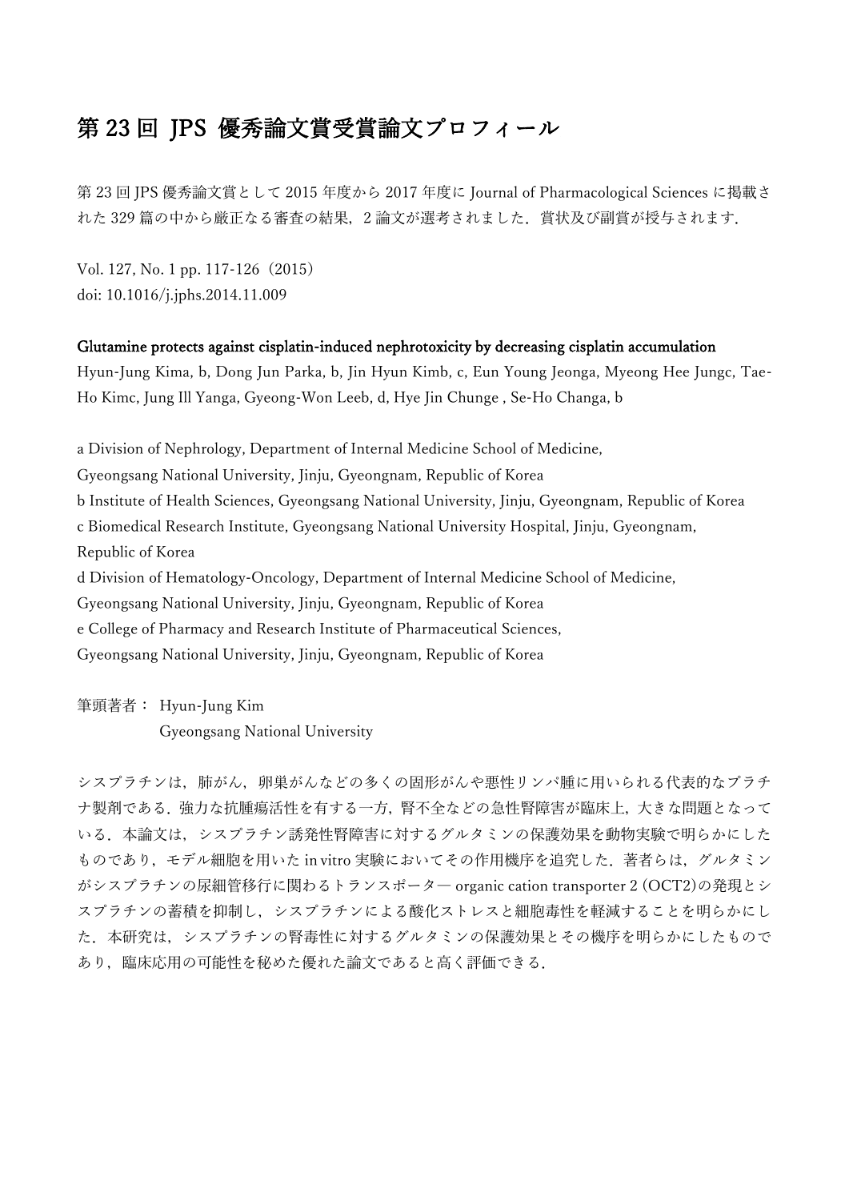# 第 23 回 JPS 優秀論文賞受賞論文プロフィール

第 23 回 JPS 優秀論文賞として 2015 年度から 2017 年度に Journal of Pharmacological Sciences に掲載された 329 篇の中から厳正なる審査の結果，2 論文が選考されました．賞状及び副賞が授与されます．

Vol. 127, No. 1 pp. 117-126（2015）
doi: 10.1016/j.jphs.2014.11.009

**Glutamine protects against cisplatin-induced nephrotoxicity by decreasing cisplatin accumulation**
Hyun-Jung Kima, b, Dong Jun Parka, b, Jin Hyun Kimb, c, Eun Young Jeonga, Myeong Hee Jungc, Tae-Ho Kimc, Jung Ill Yanga, Gyeong-Won Leeb, d, Hye Jin Chunge , Se-Ho Changa, b

a Division of Nephrology, Department of Internal Medicine School of Medicine, Gyeongsang National University, Jinju, Gyeongnam, Republic of Korea
b Institute of Health Sciences, Gyeongsang National University, Jinju, Gyeongnam, Republic of Korea
c Biomedical Research Institute, Gyeongsang National University Hospital, Jinju, Gyeongnam, Republic of Korea
d Division of Hematology-Oncology, Department of Internal Medicine School of Medicine, Gyeongsang National University, Jinju, Gyeongnam, Republic of Korea
e College of Pharmacy and Research Institute of Pharmaceutical Sciences, Gyeongsang National University, Jinju, Gyeongnam, Republic of Korea

筆頭著者： Hyun-Jung Kim
Gyeongsang National University

シスプラチンは，肺がん，卵巣がんなどの多くの固形がんや悪性リンパ腫に用いられる代表的なプラチナ製剤である．強力な抗腫瘍活性を有する一方，腎不全などの急性腎障害が臨床上，大きな問題となっている．本論文は，シスプラチン誘発性腎障害に対するグルタミンの保護効果を動物実験で明らかにしたものであり，モデル細胞を用いた in vitro 実験においてその作用機序を追究した．著者らは，グルタミンがシスプラチンの尿細管移行に関わるトランスポーター― organic cation transporter 2 (OCT2)の発現とシスプラチンの蓄積を抑制し，シスプラチンによる酸化ストレスと細胞毒性を軽減することを明らかにした．本研究は，シスプラチンの腎毒性に対するグルタミンの保護効果とその機序を明らかにしたものであり，臨床応用の可能性を秘めた優れた論文であると高く評価できる．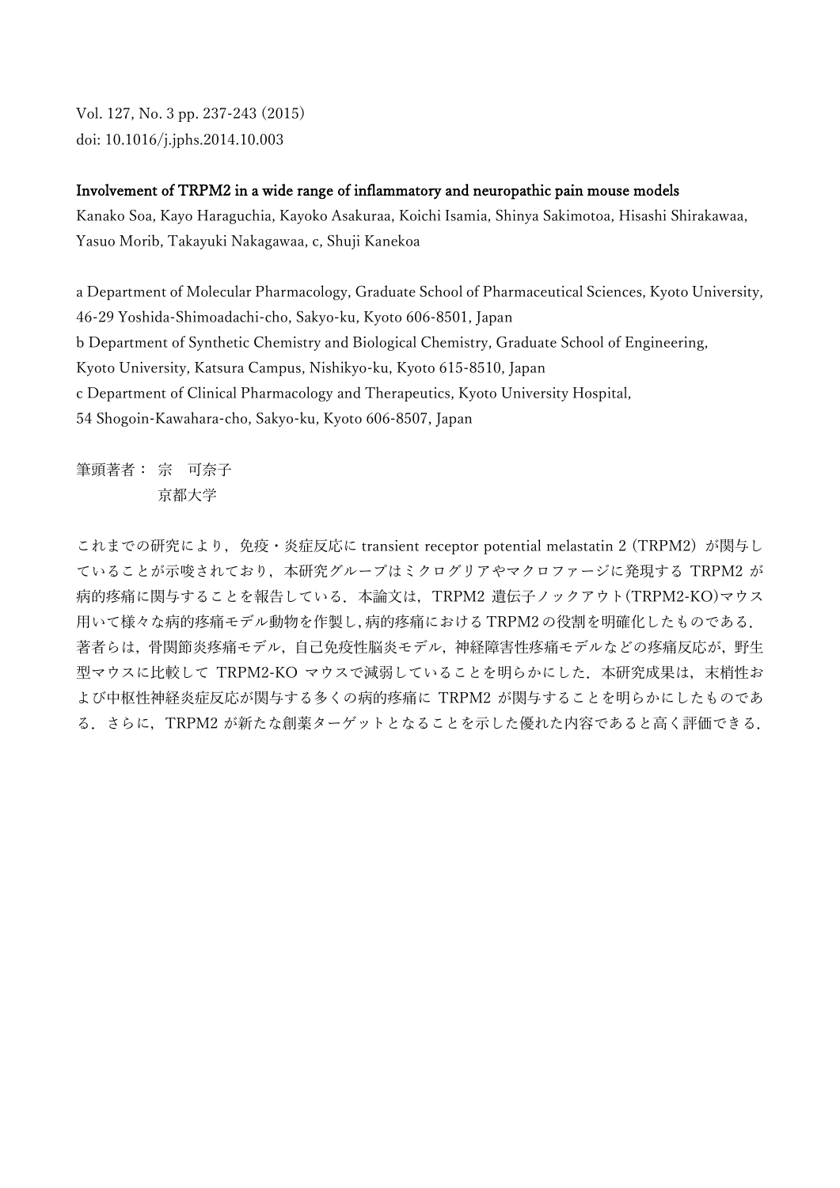Vol. 127, No. 3 pp. 237-243 (2015)
doi: 10.1016/j.jphs.2014.10.003

**Involvement of TRPM2 in a wide range of inflammatory and neuropathic pain mouse models**

Kanako Soa, Kayo Haraguchia, Kayoko Asakuraa, Koichi Isamia, Shinya Sakimotoa, Hisashi Shirakawaa, Yasuo Morib, Takayuki Nakagawaa, c, Shuji Kanekoa

a Department of Molecular Pharmacology, Graduate School of Pharmaceutical Sciences, Kyoto University, 46-29 Yoshida-Shimoadachi-cho, Sakyo-ku, Kyoto 606-8501, Japan
b Department of Synthetic Chemistry and Biological Chemistry, Graduate School of Engineering, Kyoto University, Katsura Campus, Nishikyo-ku, Kyoto 615-8510, Japan
c Department of Clinical Pharmacology and Therapeutics, Kyoto University Hospital, 54 Shogoin-Kawahara-cho, Sakyo-ku, Kyoto 606-8507, Japan

筆頭著者： 宗　可奈子
京都大学

これまでの研究により，免疫・炎症反応に transient receptor potential melastatin 2（TRPM2）が関与していることが示唆されており，本研究グループはミクログリアやマクロファージに発現する TRPM2 が病的疼痛に関与することを報告している．本論文は，TRPM2 遺伝子ノックアウト(TRPM2-KO)マウス用いて様々な病的疼痛モデル動物を作製し，病的疼痛における TRPM2 の役割を明確化したものである．著者らは，骨関節炎疼痛モデル，自己免疫性脳炎モデル，神経障害性疼痛モデルなどの疼痛反応が，野生型マウスに比較して TRPM2-KO マウスで減弱していることを明らかにした．本研究成果は，末梢性および中枢性神経炎症反応が関与する多くの病的疼痛に TRPM2 が関与することを明らかにしたものである．さらに，TRPM2 が新たな創薬ターゲットとなることを示した優れた内容であると高く評価できる．